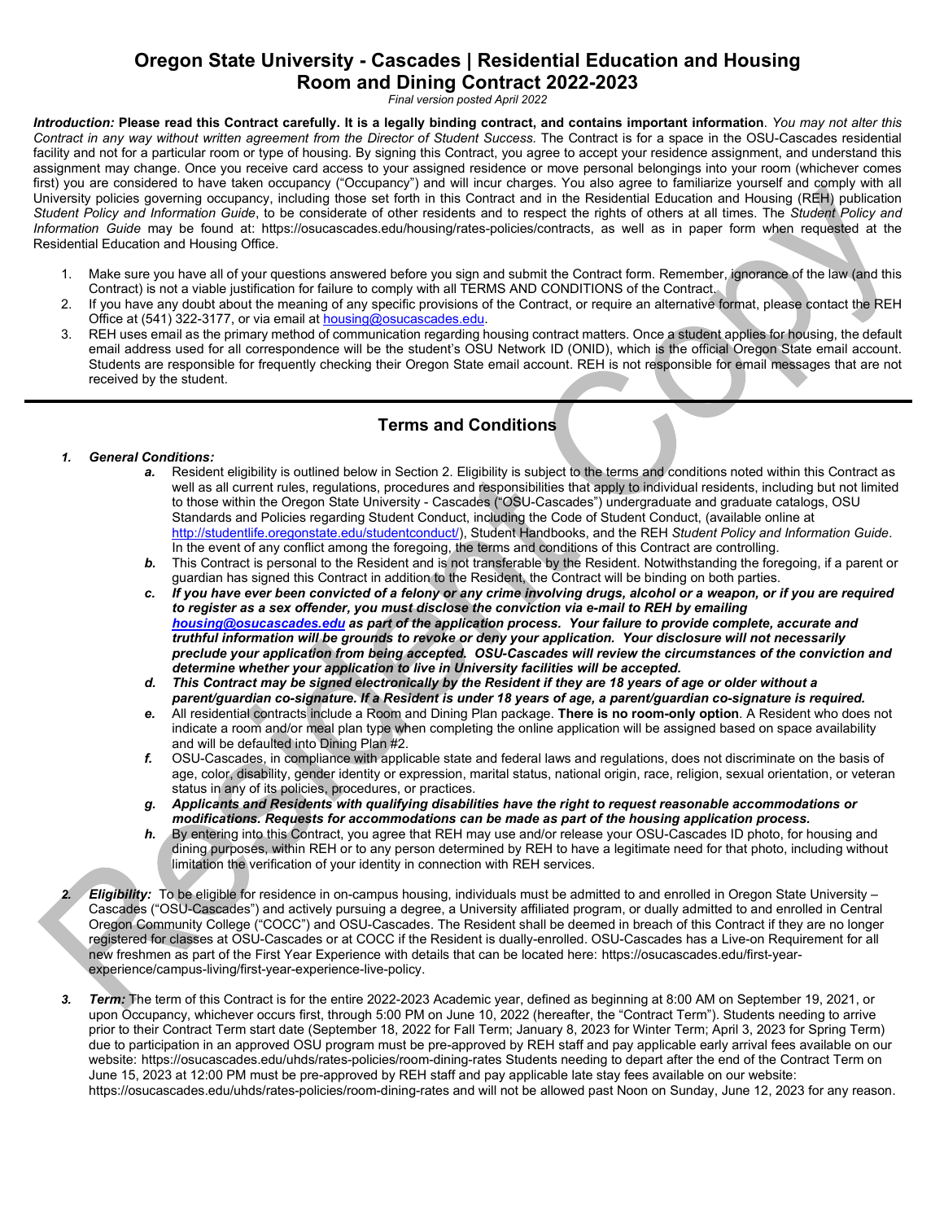# Oregon State University - Cascades | Residential Education and Housing
# Room and Dining Contract 2022-2023

*Final version posted April 2022*

***Introduction:*** **Please read this Contract carefully. It is a legally binding contract, and contains important information**. *You may not alter this Contract in any way without written agreement from the Director of Student Success.* The Contract is for a space in the OSU-Cascades residential facility and not for a particular room or type of housing. By signing this Contract, you agree to accept your residence assignment, and understand this assignment may change. Once you receive card access to your assigned residence or move personal belongings into your room (whichever comes first) you are considered to have taken occupancy ("Occupancy") and will incur charges. You also agree to familiarize yourself and comply with all University policies governing occupancy, including those set forth in this Contract and in the Residential Education and Housing (REH) publication *Student Policy and Information Guide*, to be considerate of other residents and to respect the rights of others at all times. The *Student Policy and Information Guide* may be found at: https://osucascades.edu/housing/rates-policies/contracts, as well as in paper form when requested at the Residential Education and Housing Office.

1. Make sure you have all of your questions answered before you sign and submit the Contract form. Remember, ignorance of the law (and this Contract) is not a viable justification for failure to comply with all TERMS AND CONDITIONS of the Contract.
2. If you have any doubt about the meaning of any specific provisions of the Contract, or require an alternative format, please contact the REH Office at (541) 322-3177, or via email at housing@osucascades.edu.
3. REH uses email as the primary method of communication regarding housing contract matters. Once a student applies for housing, the default email address used for all correspondence will be the student's OSU Network ID (ONID), which is the official Oregon State email account. Students are responsible for frequently checking their Oregon State email account. REH is not responsible for email messages that are not received by the student.

## Terms and Conditions

***1. General Conditions:***

***a.*** Resident eligibility is outlined below in Section 2. Eligibility is subject to the terms and conditions noted within this Contract as well as all current rules, regulations, procedures and responsibilities that apply to individual residents, including but not limited to those within the Oregon State University - Cascades ("OSU-Cascades") undergraduate and graduate catalogs, OSU Standards and Policies regarding Student Conduct, including the Code of Student Conduct, (available online at http://studentlife.oregonstate.edu/studentconduct/), Student Handbooks, and the REH *Student Policy and Information Guide*. In the event of any conflict among the foregoing, the terms and conditions of this Contract are controlling.

***b.*** This Contract is personal to the Resident and is not transferable by the Resident. Notwithstanding the foregoing, if a parent or guardian has signed this Contract in addition to the Resident, the Contract will be binding on both parties.

***c. If you have ever been convicted of a felony or any crime involving drugs, alcohol or a weapon, or if you are required to register as a sex offender, you must disclose the conviction via e-mail to REH by emailing housing@osucascades.edu as part of the application process. Your failure to provide complete, accurate and truthful information will be grounds to revoke or deny your application. Your disclosure will not necessarily preclude your application from being accepted. OSU-Cascades will review the circumstances of the conviction and determine whether your application to live in University facilities will be accepted.***

***d. This Contract may be signed electronically by the Resident if they are 18 years of age or older without a parent/guardian co-signature. If a Resident is under 18 years of age, a parent/guardian co-signature is required.***

***e.*** All residential contracts include a Room and Dining Plan package. **There is no room-only option**. A Resident who does not indicate a room and/or meal plan type when completing the online application will be assigned based on space availability and will be defaulted into Dining Plan #2.

***f.*** OSU-Cascades, in compliance with applicable state and federal laws and regulations, does not discriminate on the basis of age, color, disability, gender identity or expression, marital status, national origin, race, religion, sexual orientation, or veteran status in any of its policies, procedures, or practices.

***g. Applicants and Residents with qualifying disabilities have the right to request reasonable accommodations or modifications. Requests for accommodations can be made as part of the housing application process.***

***h.*** By entering into this Contract, you agree that REH may use and/or release your OSU-Cascades ID photo, for housing and dining purposes, within REH or to any person determined by REH to have a legitimate need for that photo, including without limitation the verification of your identity in connection with REH services.

***2. Eligibility:*** To be eligible for residence in on-campus housing, individuals must be admitted to and enrolled in Oregon State University – Cascades ("OSU-Cascades") and actively pursuing a degree, a University affiliated program, or dually admitted to and enrolled in Central Oregon Community College ("COCC") and OSU-Cascades. The Resident shall be deemed in breach of this Contract if they are no longer registered for classes at OSU-Cascades or at COCC if the Resident is dually-enrolled. OSU-Cascades has a Live-on Requirement for all new freshmen as part of the First Year Experience with details that can be located here: https://osucascades.edu/first-year-experience/campus-living/first-year-experience-live-policy.

***3. Term:*** The term of this Contract is for the entire 2022-2023 Academic year, defined as beginning at 8:00 AM on September 19, 2021, or upon Occupancy, whichever occurs first, through 5:00 PM on June 10, 2022 (hereafter, the "Contract Term"). Students needing to arrive prior to their Contract Term start date (September 18, 2022 for Fall Term; January 8, 2023 for Winter Term; April 3, 2023 for Spring Term) due to participation in an approved OSU program must be pre-approved by REH staff and pay applicable early arrival fees available on our website: https://osucascades.edu/uhds/rates-policies/room-dining-rates Students needing to depart after the end of the Contract Term on June 15, 2023 at 12:00 PM must be pre-approved by REH staff and pay applicable late stay fees available on our website: https://osucascades.edu/uhds/rates-policies/room-dining-rates and will not be allowed past Noon on Sunday, June 12, 2023 for any reason.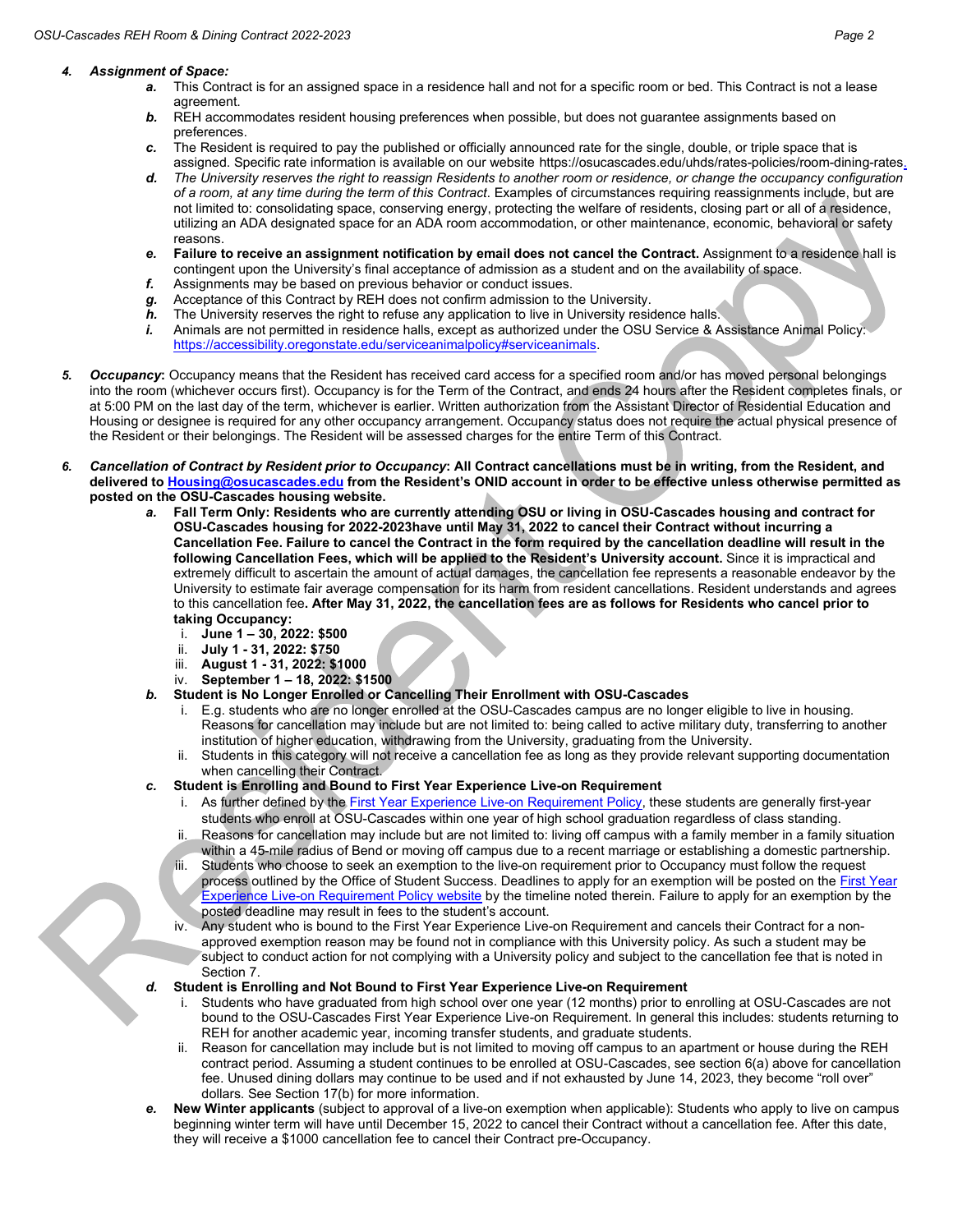4. ***Assignment of Space:***
   - ***a.*** This Contract is for an assigned space in a residence hall and not for a specific room or bed. This Contract is not a lease agreement.
   - ***b.*** REH accommodates resident housing preferences when possible, but does not guarantee assignments based on preferences.
   - ***c.*** The Resident is required to pay the published or officially announced rate for the single, double, or triple space that is assigned. Specific rate information is available on our website https://osucascades.edu/uhds/rates-policies/room-dining-rates.
   - ***d.*** *The University reserves the right to reassign Residents to another room or residence, or change the occupancy configuration of a room, at any time during the term of this Contract.* Examples of circumstances requiring reassignments include, but are not limited to: consolidating space, conserving energy, protecting the welfare of residents, closing part or all of a residence, utilizing an ADA designated space for an ADA room accommodation, or other maintenance, economic, behavioral or safety reasons.
   - ***e.*** **Failure to receive an assignment notification by email does not cancel the Contract.** Assignment to a residence hall is contingent upon the University's final acceptance of admission as a student and on the availability of space.
   - ***f.*** Assignments may be based on previous behavior or conduct issues.
   - ***g.*** Acceptance of this Contract by REH does not confirm admission to the University.
   - ***h.*** The University reserves the right to refuse any application to live in University residence halls.
   - ***i.*** Animals are not permitted in residence halls, except as authorized under the OSU Service & Assistance Animal Policy: https://accessibility.oregonstate.edu/serviceanimalpolicy#serviceanimals.

5. ***Occupancy*:** Occupancy means that the Resident has received card access for a specified room and/or has moved personal belongings into the room (whichever occurs first). Occupancy is for the Term of the Contract, and ends 24 hours after the Resident completes finals, or at 5:00 PM on the last day of the term, whichever is earlier. Written authorization from the Assistant Director of Residential Education and Housing or designee is required for any other occupancy arrangement. Occupancy status does not require the actual physical presence of the Resident or their belongings. The Resident will be assessed charges for the entire Term of this Contract.

6. ***Cancellation of Contract by Resident prior to Occupancy*: All Contract cancellations must be in writing, from the Resident, and delivered to Housing@osucascades.edu from the Resident's ONID account in order to be effective unless otherwise permitted as posted on the OSU-Cascades housing website.**
   - ***a.*** **Fall Term Only: Residents who are currently attending OSU or living in OSU-Cascades housing and contract for OSU-Cascades housing for 2022-2023have until May 31, 2022 to cancel their Contract without incurring a Cancellation Fee. Failure to cancel the Contract in the form required by the cancellation deadline will result in the following Cancellation Fees, which will be applied to the Resident's University account.** Since it is impractical and extremely difficult to ascertain the amount of actual damages, the cancellation fee represents a reasonable endeavor by the University to estimate fair average compensation for its harm from resident cancellations. Resident understands and agrees to this cancellation fee**. After May 31, 2022, the cancellation fees are as follows for Residents who cancel prior to taking Occupancy:**
      - i. **June 1 – 30, 2022: $500**
      - ii. **July 1 - 31, 2022: $750**
      - iii. **August 1 - 31, 2022: $1000**
      - iv. **September 1 – 18, 2022: $1500**
   - ***b.*** **Student is No Longer Enrolled or Cancelling Their Enrollment with OSU-Cascades**
      - i. E.g. students who are no longer enrolled at the OSU-Cascades campus are no longer eligible to live in housing. Reasons for cancellation may include but are not limited to: being called to active military duty, transferring to another institution of higher education, withdrawing from the University, graduating from the University.
      - ii. Students in this category will not receive a cancellation fee as long as they provide relevant supporting documentation when cancelling their Contract.
   - ***c.*** **Student is Enrolling and Bound to First Year Experience Live-on Requirement**
      - i. As further defined by the First Year Experience Live-on Requirement Policy, these students are generally first-year students who enroll at OSU-Cascades within one year of high school graduation regardless of class standing.
      - ii. Reasons for cancellation may include but are not limited to: living off campus with a family member in a family situation within a 45-mile radius of Bend or moving off campus due to a recent marriage or establishing a domestic partnership.
      - iii. Students who choose to seek an exemption to the live-on requirement prior to Occupancy must follow the request process outlined by the Office of Student Success. Deadlines to apply for an exemption will be posted on the First Year Experience Live-on Requirement Policy website by the timeline noted therein. Failure to apply for an exemption by the posted deadline may result in fees to the student's account.
      - iv. Any student who is bound to the First Year Experience Live-on Requirement and cancels their Contract for a non-approved exemption reason may be found not in compliance with this University policy. As such a student may be subject to conduct action for not complying with a University policy and subject to the cancellation fee that is noted in Section 7.
   - ***d.*** **Student is Enrolling and Not Bound to First Year Experience Live-on Requirement**
      - i. Students who have graduated from high school over one year (12 months) prior to enrolling at OSU-Cascades are not bound to the OSU-Cascades First Year Experience Live-on Requirement. In general this includes: students returning to REH for another academic year, incoming transfer students, and graduate students.
      - ii. Reason for cancellation may include but is not limited to moving off campus to an apartment or house during the REH contract period. Assuming a student continues to be enrolled at OSU-Cascades, see section 6(a) above for cancellation fee. Unused dining dollars may continue to be used and if not exhausted by June 14, 2023, they become "roll over" dollars. See Section 17(b) for more information.
   - ***e.*** **New Winter applicants** (subject to approval of a live-on exemption when applicable): Students who apply to live on campus beginning winter term will have until December 15, 2022 to cancel their Contract without a cancellation fee. After this date, they will receive a $1000 cancellation fee to cancel their Contract pre-Occupancy.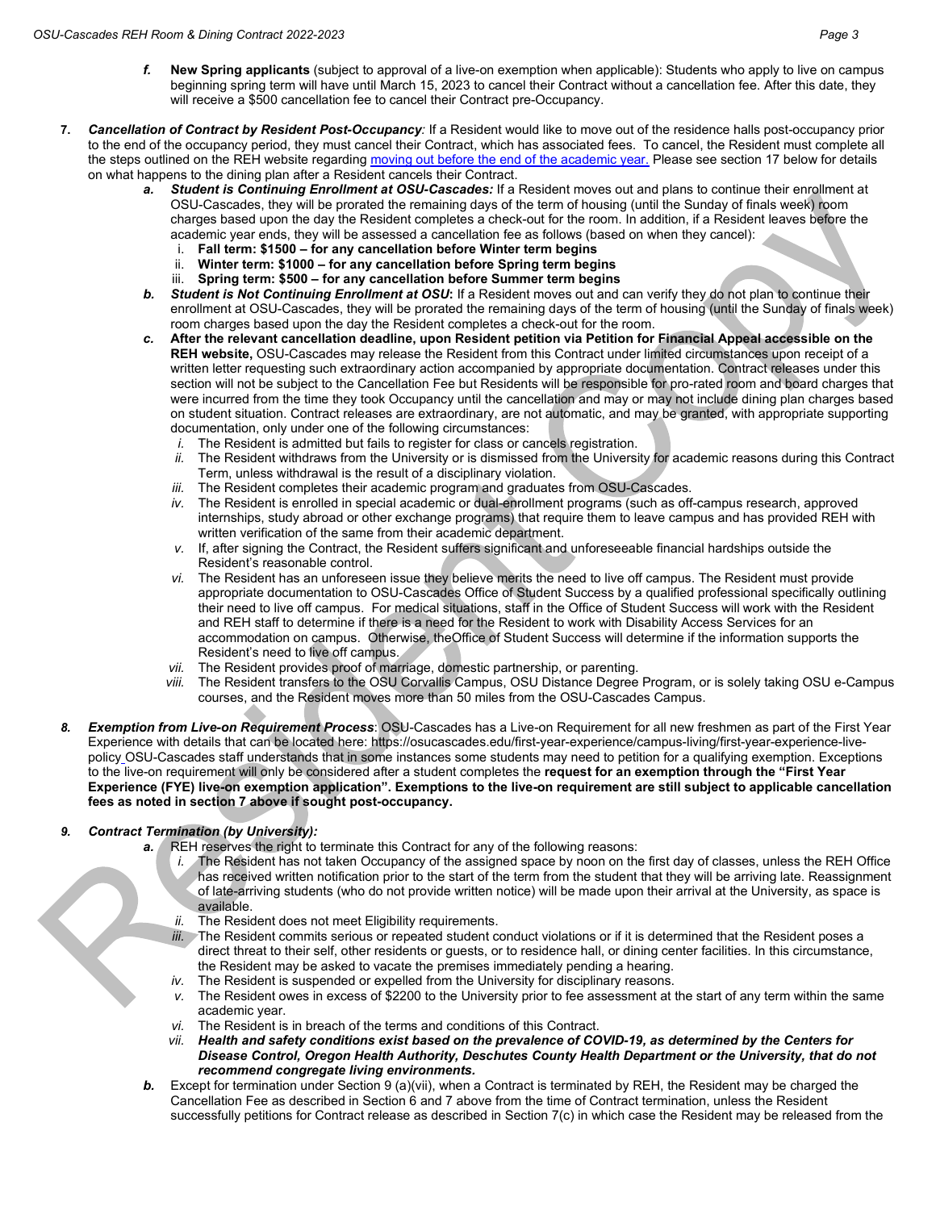*f.* **New Spring applicants** (subject to approval of a live-on exemption when applicable): Students who apply to live on campus beginning spring term will have until March 15, 2023 to cancel their Contract without a cancellation fee. After this date, they will receive a $500 cancellation fee to cancel their Contract pre-Occupancy.

**7.** ***Cancellation of Contract by Resident Post-Occupancy**:* If a Resident would like to move out of the residence halls post-occupancy prior to the end of the occupancy period, they must cancel their Contract, which has associated fees. To cancel, the Resident must complete all the steps outlined on the REH website regarding [moving out before the end of the academic year.](#) Please see section 17 below for details on what happens to the dining plan after a Resident cancels their Contract.

   **a.** ***Student is Continuing Enrollment at OSU-Cascades:*** If a Resident moves out and plans to continue their enrollment at OSU-Cascades, they will be prorated the remaining days of the term of housing (until the Sunday of finals week) room charges based upon the day the Resident completes a check-out for the room. In addition, if a Resident leaves before the academic year ends, they will be assessed a cancellation fee as follows (based on when they cancel):
      i. **Fall term: $1500 – for any cancellation before Winter term begins**
      ii. **Winter term: $1000 – for any cancellation before Spring term begins**
      iii. **Spring term: $500 – for any cancellation before Summer term begins**

   **b.** ***Student is Not Continuing Enrollment at OSU*:** If a Resident moves out and can verify they do not plan to continue their enrollment at OSU-Cascades, they will be prorated the remaining days of the term of housing (until the Sunday of finals week) room charges based upon the day the Resident completes a check-out for the room.

   **c.** **After the relevant cancellation deadline, upon Resident petition via Petition for Financial Appeal accessible on the REH website,** OSU-Cascades may release the Resident from this Contract under limited circumstances upon receipt of a written letter requesting such extraordinary action accompanied by appropriate documentation. Contract releases under this section will not be subject to the Cancellation Fee but Residents will be responsible for pro-rated room and board charges that were incurred from the time they took Occupancy until the cancellation and may or may not include dining plan charges based on student situation. Contract releases are extraordinary, are not automatic, and may be granted, with appropriate supporting documentation, only under one of the following circumstances:
      *i.* The Resident is admitted but fails to register for class or cancels registration.
      *ii.* The Resident withdraws from the University or is dismissed from the University for academic reasons during this Contract Term, unless withdrawal is the result of a disciplinary violation.
      *iii.* The Resident completes their academic program and graduates from OSU-Cascades.
      *iv.* The Resident is enrolled in special academic or dual-enrollment programs (such as off-campus research, approved internships, study abroad or other exchange programs) that require them to leave campus and has provided REH with written verification of the same from their academic department.
      *v.* If, after signing the Contract, the Resident suffers significant and unforeseeable financial hardships outside the Resident's reasonable control.
      *vi.* The Resident has an unforeseen issue they believe merits the need to live off campus. The Resident must provide appropriate documentation to OSU-Cascades Office of Student Success by a qualified professional specifically outlining their need to live off campus. For medical situations, staff in the Office of Student Success will work with the Resident and REH staff to determine if there is a need for the Resident to work with Disability Access Services for an accommodation on campus. Otherwise, theOffice of Student Success will determine if the information supports the Resident's need to live off campus.
      *vii.* The Resident provides proof of marriage, domestic partnership, or parenting.
      *viii.* The Resident transfers to the OSU Corvallis Campus, OSU Distance Degree Program, or is solely taking OSU e-Campus courses, and the Resident moves more than 50 miles from the OSU-Cascades Campus.

***8.*** ***Exemption from Live-on Requirement Process***: OSU-Cascades has a Live-on Requirement for all new freshmen as part of the First Year Experience with details that can be located here: https://osucascades.edu/first-year-experience/campus-living/first-year-experience-live-policy OSU-Cascades staff understands that in some instances some students may need to petition for a qualifying exemption. Exceptions to the live-on requirement will only be considered after a student completes the **request for an exemption through the "First Year Experience (FYE) live-on exemption application". Exemptions to the live-on requirement are still subject to applicable cancellation fees as noted in section 7 above if sought post-occupancy.**

***9.*** ***Contract Termination (by University):***

   **a.** REH reserves the right to terminate this Contract for any of the following reasons:
      *i.* The Resident has not taken Occupancy of the assigned space by noon on the first day of classes, unless the REH Office has received written notification prior to the start of the term from the student that they will be arriving late. Reassignment of late-arriving students (who do not provide written notice) will be made upon their arrival at the University, as space is available.
      *ii.* The Resident does not meet Eligibility requirements.
      *iii.* The Resident commits serious or repeated student conduct violations or if it is determined that the Resident poses a direct threat to their self, other residents or guests, or to residence hall, or dining center facilities. In this circumstance, the Resident may be asked to vacate the premises immediately pending a hearing.
      *iv.* The Resident is suspended or expelled from the University for disciplinary reasons.
      *v.* The Resident owes in excess of $2200 to the University prior to fee assessment at the start of any term within the same academic year.
      *vi.* The Resident is in breach of the terms and conditions of this Contract.
      *vii.* ***Health and safety conditions exist based on the prevalence of COVID-19, as determined by the Centers for Disease Control, Oregon Health Authority, Deschutes County Health Department or the University, that do not recommend congregate living environments.***

   **b.** Except for termination under Section 9 (a)(vii), when a Contract is terminated by REH, the Resident may be charged the Cancellation Fee as described in Section 6 and 7 above from the time of Contract termination, unless the Resident successfully petitions for Contract release as described in Section 7(c) in which case the Resident may be released from the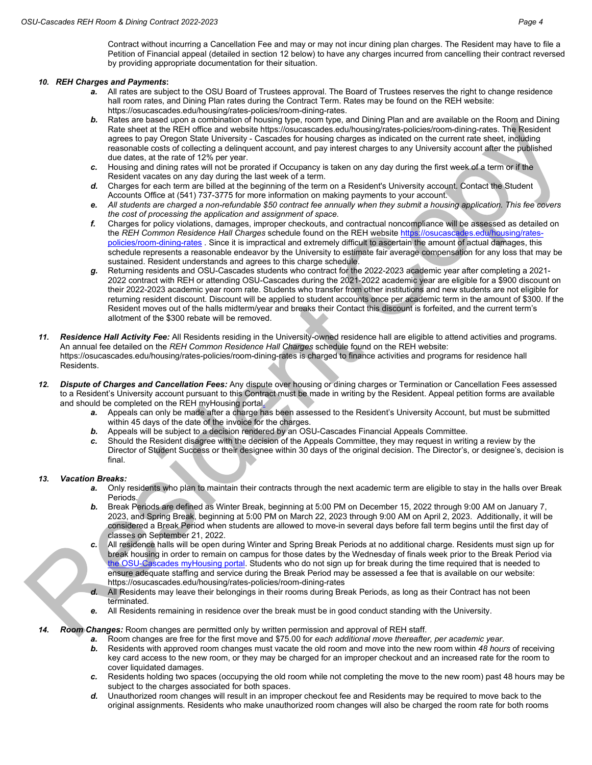Contract without incurring a Cancellation Fee and may or may not incur dining plan charges. The Resident may have to file a Petition of Financial appeal (detailed in section 12 below) to have any charges incurred from cancelling their contract reversed by providing appropriate documentation for their situation.

10. ***REH Charges and Payments*:**

   **a.** All rates are subject to the OSU Board of Trustees approval. The Board of Trustees reserves the right to change residence hall room rates, and Dining Plan rates during the Contract Term. Rates may be found on the REH website: https://osucascades.edu/housing/rates-policies/room-dining-rates.

   **b.** Rates are based upon a combination of housing type, room type, and Dining Plan and are available on the Room and Dining Rate sheet at the REH office and website https://osucascades.edu/housing/rates-policies/room-dining-rates. The Resident agrees to pay Oregon State University - Cascades for housing charges as indicated on the current rate sheet, including reasonable costs of collecting a delinquent account, and pay interest charges to any University account after the published due dates, at the rate of 12% per year.

   **c.** Housing and dining rates will not be prorated if Occupancy is taken on any day during the first week of a term or if the Resident vacates on any day during the last week of a term.

   **d.** Charges for each term are billed at the beginning of the term on a Resident's University account. Contact the Student Accounts Office at (541) 737-3775 for more information on making payments to your account.

   **e.** *All students are charged a non-refundable $50 contract fee annually when they submit a housing application. This fee covers the cost of processing the application and assignment of space.*

   **f.** Charges for policy violations, damages, improper checkouts, and contractual noncompliance will be assessed as detailed on the *REH Common Residence Hall Charges* schedule found on the REH website https://osucascades.edu/housing/rates-policies/room-dining-rates . Since it is impractical and extremely difficult to ascertain the amount of actual damages, this schedule represents a reasonable endeavor by the University to estimate fair average compensation for any loss that may be sustained. Resident understands and agrees to this charge schedule.

   **g.** Returning residents and OSU-Cascades students who contract for the 2022-2023 academic year after completing a 2021-2022 contract with REH or attending OSU-Cascades during the 2021-2022 academic year are eligible for a $900 discount on their 2022-2023 academic year room rate. Students who transfer from other institutions and new students are not eligible for returning resident discount. Discount will be applied to student accounts once per academic term in the amount of $300. If the Resident moves out of the halls midterm/year and breaks their Contact this discount is forfeited, and the current term's allotment of the $300 rebate will be removed.

11. ***Residence Hall Activity Fee:*** All Residents residing in the University-owned residence hall are eligible to attend activities and programs. An annual fee detailed on the *REH Common Residence Hall Charges* schedule found on the REH website: https://osucascades.edu/housing/rates-policies/room-dining-rates is charged to finance activities and programs for residence hall Residents.

12. ***Dispute of Charges and Cancellation Fees:*** Any dispute over housing or dining charges or Termination or Cancellation Fees assessed to a Resident's University account pursuant to this Contract must be made in writing by the Resident. Appeal petition forms are available and should be completed on the REH myHousing portal.

   **a.** Appeals can only be made after a charge has been assessed to the Resident's University Account, but must be submitted within 45 days of the date of the invoice for the charges.

   **b.** Appeals will be subject to a decision rendered by an OSU-Cascades Financial Appeals Committee.

   **c.** Should the Resident disagree with the decision of the Appeals Committee, they may request in writing a review by the Director of Student Success or their designee within 30 days of the original decision. The Director's, or designee's, decision is final.

13. ***Vacation Breaks:***

   **a.** Only residents who plan to maintain their contracts through the next academic term are eligible to stay in the halls over Break Periods.

   **b.** Break Periods are defined as Winter Break, beginning at 5:00 PM on December 15, 2022 through 9:00 AM on January 7, 2023, and Spring Break, beginning at 5:00 PM on March 22, 2023 through 9:00 AM on April 2, 2023. Additionally, it will be considered a Break Period when students are allowed to move-in several days before fall term begins until the first day of classes on September 21, 2022.

   **c.** All residence halls will be open during Winter and Spring Break Periods at no additional charge. Residents must sign up for break housing in order to remain on campus for those dates by the Wednesday of finals week prior to the Break Period via the OSU-Cascades myHousing portal. Students who do not sign up for break during the time required that is needed to ensure adequate staffing and service during the Break Period may be assessed a fee that is available on our website: https://osucascades.edu/housing/rates-policies/room-dining-rates

   **d.** All Residents may leave their belongings in their rooms during Break Periods, as long as their Contract has not been terminated.

   **e.** All Residents remaining in residence over the break must be in good conduct standing with the University.

14. ***Room Changes:*** Room changes are permitted only by written permission and approval of REH staff.

   **a.** Room changes are free for the first move and $75.00 for *each additional move thereafter, per academic year*.

   **b.** Residents with approved room changes must vacate the old room and move into the new room within *48 hours* of receiving key card access to the new room, or they may be charged for an improper checkout and an increased rate for the room to cover liquidated damages.

   **c.** Residents holding two spaces (occupying the old room while not completing the move to the new room) past 48 hours may be subject to the charges associated for both spaces.

   **d.** Unauthorized room changes will result in an improper checkout fee and Residents may be required to move back to the original assignments. Residents who make unauthorized room changes will also be charged the room rate for both rooms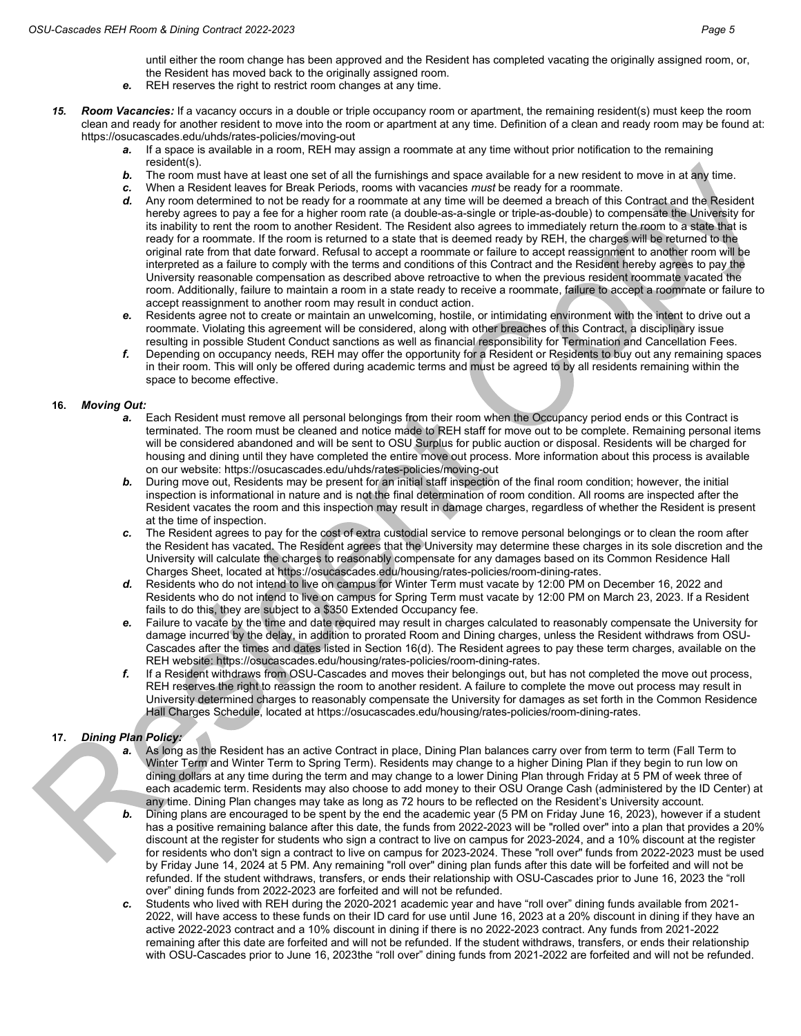until either the room change has been approved and the Resident has completed vacating the originally assigned room, or, the Resident has moved back to the originally assigned room.

*e.* REH reserves the right to restrict room changes at any time.

**15. *Room Vacancies:*** If a vacancy occurs in a double or triple occupancy room or apartment, the remaining resident(s) must keep the room clean and ready for another resident to move into the room or apartment at any time. Definition of a clean and ready room may be found at: https://osucascades.edu/uhds/rates-policies/moving-out

*a.* If a space is available in a room, REH may assign a roommate at any time without prior notification to the remaining resident(s).

*b.* The room must have at least one set of all the furnishings and space available for a new resident to move in at any time.

*c.* When a Resident leaves for Break Periods, rooms with vacancies *must* be ready for a roommate.

*d.* Any room determined to not be ready for a roommate at any time will be deemed a breach of this Contract and the Resident hereby agrees to pay a fee for a higher room rate (a double-as-a-single or triple-as-double) to compensate the University for its inability to rent the room to another Resident. The Resident also agrees to immediately return the room to a state that is ready for a roommate. If the room is returned to a state that is deemed ready by REH, the charges will be returned to the original rate from that date forward. Refusal to accept a roommate or failure to accept reassignment to another room will be interpreted as a failure to comply with the terms and conditions of this Contract and the Resident hereby agrees to pay the University reasonable compensation as described above retroactive to when the previous resident roommate vacated the room. Additionally, failure to maintain a room in a state ready to receive a roommate, failure to accept a roommate or failure to accept reassignment to another room may result in conduct action.

*e.* Residents agree not to create or maintain an unwelcoming, hostile, or intimidating environment with the intent to drive out a roommate. Violating this agreement will be considered, along with other breaches of this Contract, a disciplinary issue resulting in possible Student Conduct sanctions as well as financial responsibility for Termination and Cancellation Fees.

*f.* Depending on occupancy needs, REH may offer the opportunity for a Resident or Residents to buy out any remaining spaces in their room. This will only be offered during academic terms and must be agreed to by all residents remaining within the space to become effective.

**16. *Moving Out:***

*a.* Each Resident must remove all personal belongings from their room when the Occupancy period ends or this Contract is terminated. The room must be cleaned and notice made to REH staff for move out to be complete. Remaining personal items will be considered abandoned and will be sent to OSU Surplus for public auction or disposal. Residents will be charged for housing and dining until they have completed the entire move out process. More information about this process is available on our website: https://osucascades.edu/uhds/rates-policies/moving-out

*b.* During move out, Residents may be present for an initial staff inspection of the final room condition; however, the initial inspection is informational in nature and is not the final determination of room condition. All rooms are inspected after the Resident vacates the room and this inspection may result in damage charges, regardless of whether the Resident is present at the time of inspection.

*c.* The Resident agrees to pay for the cost of extra custodial service to remove personal belongings or to clean the room after the Resident has vacated. The Resident agrees that the University may determine these charges in its sole discretion and the University will calculate the charges to reasonably compensate for any damages based on its Common Residence Hall Charges Sheet, located at https://osucascades.edu/housing/rates-policies/room-dining-rates.

*d.* Residents who do not intend to live on campus for Winter Term must vacate by 12:00 PM on December 16, 2022 and Residents who do not intend to live on campus for Spring Term must vacate by 12:00 PM on March 23, 2023. If a Resident fails to do this, they are subject to a $350 Extended Occupancy fee.

*e.* Failure to vacate by the time and date required may result in charges calculated to reasonably compensate the University for damage incurred by the delay, in addition to prorated Room and Dining charges, unless the Resident withdraws from OSU-Cascades after the times and dates listed in Section 16(d). The Resident agrees to pay these term charges, available on the REH website: https://osucascades.edu/housing/rates-policies/room-dining-rates.

*f.* If a Resident withdraws from OSU-Cascades and moves their belongings out, but has not completed the move out process, REH reserves the right to reassign the room to another resident. A failure to complete the move out process may result in University determined charges to reasonably compensate the University for damages as set forth in the Common Residence Hall Charges Schedule, located at https://osucascades.edu/housing/rates-policies/room-dining-rates.

**17. *Dining Plan Policy:***

*a.* As long as the Resident has an active Contract in place, Dining Plan balances carry over from term to term (Fall Term to Winter Term and Winter Term to Spring Term). Residents may change to a higher Dining Plan if they begin to run low on dining dollars at any time during the term and may change to a lower Dining Plan through Friday at 5 PM of week three of each academic term. Residents may also choose to add money to their OSU Orange Cash (administered by the ID Center) at any time. Dining Plan changes may take as long as 72 hours to be reflected on the Resident's University account.

*b.* Dining plans are encouraged to be spent by the end the academic year (5 PM on Friday June 16, 2023), however if a student has a positive remaining balance after this date, the funds from 2022-2023 will be "rolled over" into a plan that provides a 20% discount at the register for students who sign a contract to live on campus for 2023-2024, and a 10% discount at the register for residents who don't sign a contract to live on campus for 2023-2024. These "roll over" funds from 2022-2023 must be used by Friday June 14, 2024 at 5 PM. Any remaining "roll over" dining plan funds after this date will be forfeited and will not be refunded. If the student withdraws, transfers, or ends their relationship with OSU-Cascades prior to June 16, 2023 the "roll over" dining funds from 2022-2023 are forfeited and will not be refunded.

*c.* Students who lived with REH during the 2020-2021 academic year and have "roll over" dining funds available from 2021-2022, will have access to these funds on their ID card for use until June 16, 2023 at a 20% discount in dining if they have an active 2022-2023 contract and a 10% discount in dining if there is no 2022-2023 contract. Any funds from 2021-2022 remaining after this date are forfeited and will not be refunded. If the student withdraws, transfers, or ends their relationship with OSU-Cascades prior to June 16, 2023the "roll over" dining funds from 2021-2022 are forfeited and will not be refunded.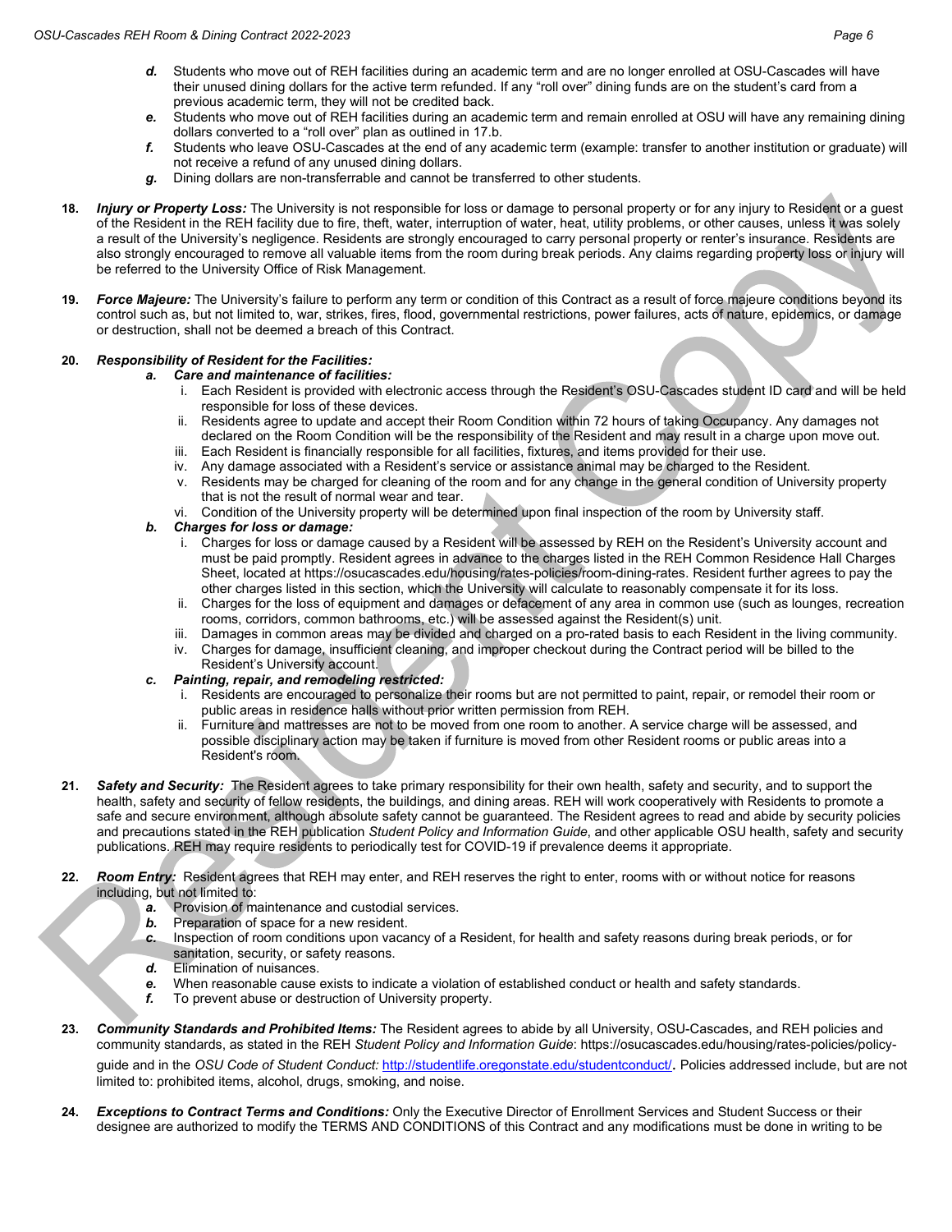*d.* Students who move out of REH facilities during an academic term and are no longer enrolled at OSU-Cascades will have their unused dining dollars for the active term refunded. If any "roll over" dining funds are on the student's card from a previous academic term, they will not be credited back.

*e.* Students who move out of REH facilities during an academic term and remain enrolled at OSU will have any remaining dining dollars converted to a "roll over" plan as outlined in 17.b.

*f.* Students who leave OSU-Cascades at the end of any academic term (example: transfer to another institution or graduate) will not receive a refund of any unused dining dollars.

*g.* Dining dollars are non-transferrable and cannot be transferred to other students.

**18.** ***Injury or Property Loss:*** The University is not responsible for loss or damage to personal property or for any injury to Resident or a guest of the Resident in the REH facility due to fire, theft, water, interruption of water, heat, utility problems, or other causes, unless it was solely a result of the University's negligence. Residents are strongly encouraged to carry personal property or renter's insurance. Residents are also strongly encouraged to remove all valuable items from the room during break periods. Any claims regarding property loss or injury will be referred to the University Office of Risk Management.

**19.** ***Force Majeure:*** The University's failure to perform any term or condition of this Contract as a result of force majeure conditions beyond its control such as, but not limited to, war, strikes, fires, flood, governmental restrictions, power failures, acts of nature, epidemics, or damage or destruction, shall not be deemed a breach of this Contract.

**20.** ***Responsibility of Resident for the Facilities:***

***a. Care and maintenance of facilities:***

i. Each Resident is provided with electronic access through the Resident's OSU-Cascades student ID card and will be held responsible for loss of these devices.

ii. Residents agree to update and accept their Room Condition within 72 hours of taking Occupancy. Any damages not declared on the Room Condition will be the responsibility of the Resident and may result in a charge upon move out.

iii. Each Resident is financially responsible for all facilities, fixtures, and items provided for their use.

iv. Any damage associated with a Resident's service or assistance animal may be charged to the Resident.

v. Residents may be charged for cleaning of the room and for any change in the general condition of University property that is not the result of normal wear and tear.

vi. Condition of the University property will be determined upon final inspection of the room by University staff.

***b. Charges for loss or damage:***

i. Charges for loss or damage caused by a Resident will be assessed by REH on the Resident's University account and must be paid promptly. Resident agrees in advance to the charges listed in the REH Common Residence Hall Charges Sheet, located at https://osucascades.edu/housing/rates-policies/room-dining-rates. Resident further agrees to pay the other charges listed in this section, which the University will calculate to reasonably compensate it for its loss.

ii. Charges for the loss of equipment and damages or defacement of any area in common use (such as lounges, recreation rooms, corridors, common bathrooms, etc.) will be assessed against the Resident(s) unit.

iii. Damages in common areas may be divided and charged on a pro-rated basis to each Resident in the living community.

iv. Charges for damage, insufficient cleaning, and improper checkout during the Contract period will be billed to the Resident's University account.

***c. Painting, repair, and remodeling restricted:***

i. Residents are encouraged to personalize their rooms but are not permitted to paint, repair, or remodel their room or public areas in residence halls without prior written permission from REH.

ii. Furniture and mattresses are not to be moved from one room to another. A service charge will be assessed, and possible disciplinary action may be taken if furniture is moved from other Resident rooms or public areas into a Resident's room.

**21.** ***Safety and Security:*** The Resident agrees to take primary responsibility for their own health, safety and security, and to support the health, safety and security of fellow residents, the buildings, and dining areas. REH will work cooperatively with Residents to promote a safe and secure environment, although absolute safety cannot be guaranteed. The Resident agrees to read and abide by security policies and precautions stated in the REH publication *Student Policy and Information Guide*, and other applicable OSU health, safety and security publications. REH may require residents to periodically test for COVID-19 if prevalence deems it appropriate.

**22.** ***Room Entry:*** Resident agrees that REH may enter, and REH reserves the right to enter, rooms with or without notice for reasons including, but not limited to:

*a.* Provision of maintenance and custodial services.

*b.* Preparation of space for a new resident.

*c.* Inspection of room conditions upon vacancy of a Resident, for health and safety reasons during break periods, or for sanitation, security, or safety reasons.

*d.* Elimination of nuisances.

*e.* When reasonable cause exists to indicate a violation of established conduct or health and safety standards.

*f.* To prevent abuse or destruction of University property.

**23.** ***Community Standards and Prohibited Items:*** The Resident agrees to abide by all University, OSU-Cascades, and REH policies and community standards, as stated in the REH *Student Policy and Information Guide*: https://osucascades.edu/housing/rates-policies/policy-guide and in the *OSU Code of Student Conduct:* http://studentlife.oregonstate.edu/studentconduct/**.** Policies addressed include, but are not limited to: prohibited items, alcohol, drugs, smoking, and noise.

**24.** ***Exceptions to Contract Terms and Conditions:*** Only the Executive Director of Enrollment Services and Student Success or their designee are authorized to modify the TERMS AND CONDITIONS of this Contract and any modifications must be done in writing to be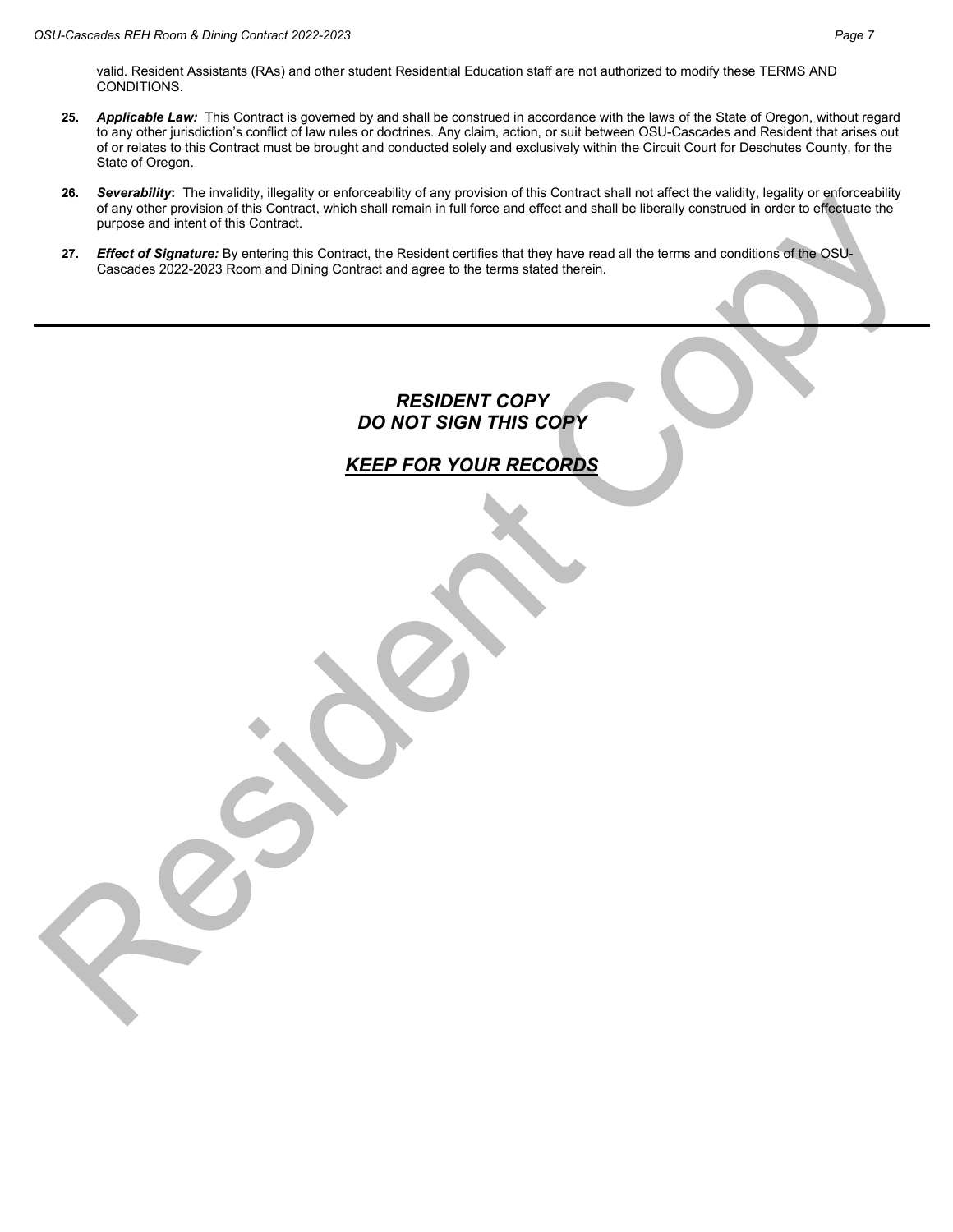valid. Resident Assistants (RAs) and other student Residential Education staff are not authorized to modify these TERMS AND CONDITIONS.

25. ***Applicable Law:*** This Contract is governed by and shall be construed in accordance with the laws of the State of Oregon, without regard to any other jurisdiction's conflict of law rules or doctrines. Any claim, action, or suit between OSU-Cascades and Resident that arises out of or relates to this Contract must be brought and conducted solely and exclusively within the Circuit Court for Deschutes County, for the State of Oregon.

26. ***Severability*:** The invalidity, illegality or enforceability of any provision of this Contract shall not affect the validity, legality or enforceability of any other provision of this Contract, which shall remain in full force and effect and shall be liberally construed in order to effectuate the purpose and intent of this Contract.

27. ***Effect of Signature:*** By entering this Contract, the Resident certifies that they have read all the terms and conditions of the OSU-Cascades 2022-2023 Room and Dining Contract and agree to the terms stated therein.

---

***RESIDENT COPY***
***DO NOT SIGN THIS COPY***

***<u>KEEP FOR YOUR RECORDS</u>***

Resident Copy